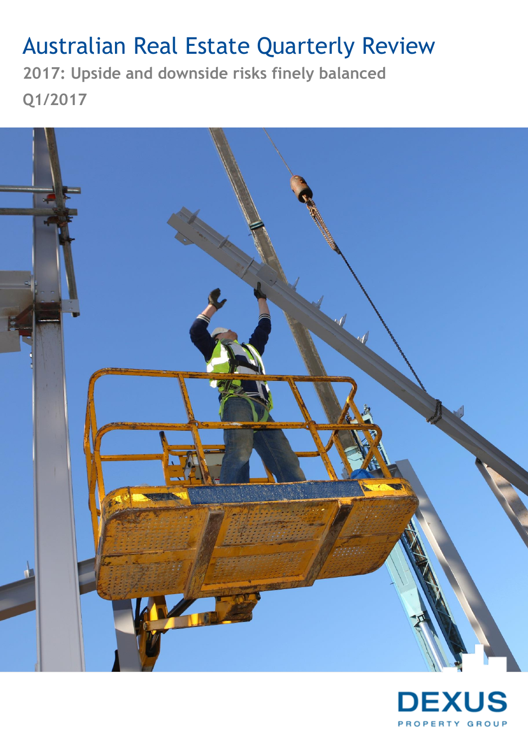# Australian Real Estate Quarterly Review

**2017: Upside and downside risks finely balanced**

**Q1/2017**

DEXUS

PROPERTY GROUP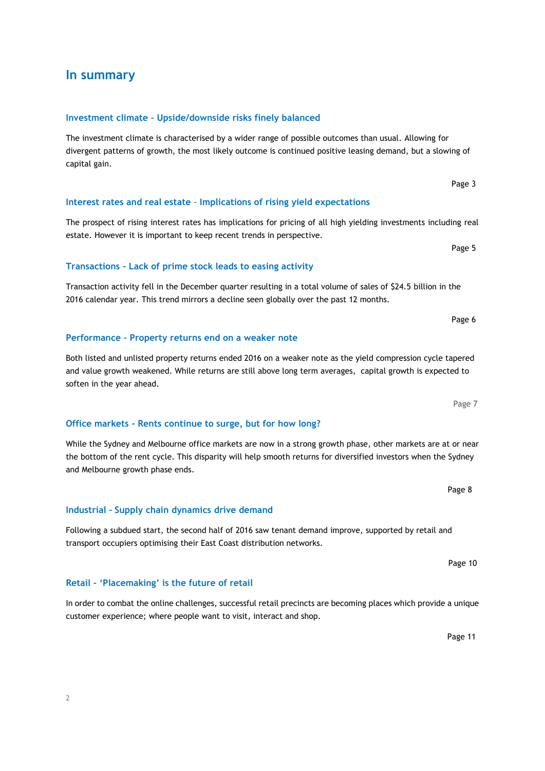# In summary

## Investment climate – Upside/downside risks finely balanced

The investment climate is characterised by a wider range of possible outcomes than usual. Allowing for divergent patterns of growth, the most likely outcome is continued positive leasing demand, but a slowing of capital gain.

Page 3

## Interest rates and real estate - Implications of rising yield expectations

The prospect of rising interest rates has implications for pricing of all high yielding investments including real estate. However it is important to keep recent trends in perspective.

Page 5

## Transactions - Lack of prime stock leads to easing activity

Transaction activity fell in the December quarter resulting in a total volume of sales of $24.5 billion in the 2016 calendar year. This trend mirrors a decline seen globally over the past 12 months.

Page 6

## Performance – Property returns end on a weaker note

Both listed and unlisted property returns ended 2016 on a weaker note as the yield compression cycle tapered and value growth weakened. While returns are still above long term averages, capital growth is expected to soften in the year ahead.

Page 7

## Office markets - Rents continue to surge, but for how long?

While the Sydney and Melbourne office markets are now in a strong growth phase, other markets are at or near the bottom of the rent cycle. This disparity will help smooth returns for diversified investors when the Sydney and Melbourne growth phase ends.

Page 8

## Industrial – Supply chain dynamics drive demand

Following a subdued start, the second half of 2016 saw tenant demand improve, supported by retail and transport occupiers optimising their East Coast distribution networks.

Page 10

## Retail – 'Placemaking' is the future of retail

In order to combat the online challenges, successful retail precincts are becoming places which provide a unique customer experience; where people want to visit, interact and shop.

Page 11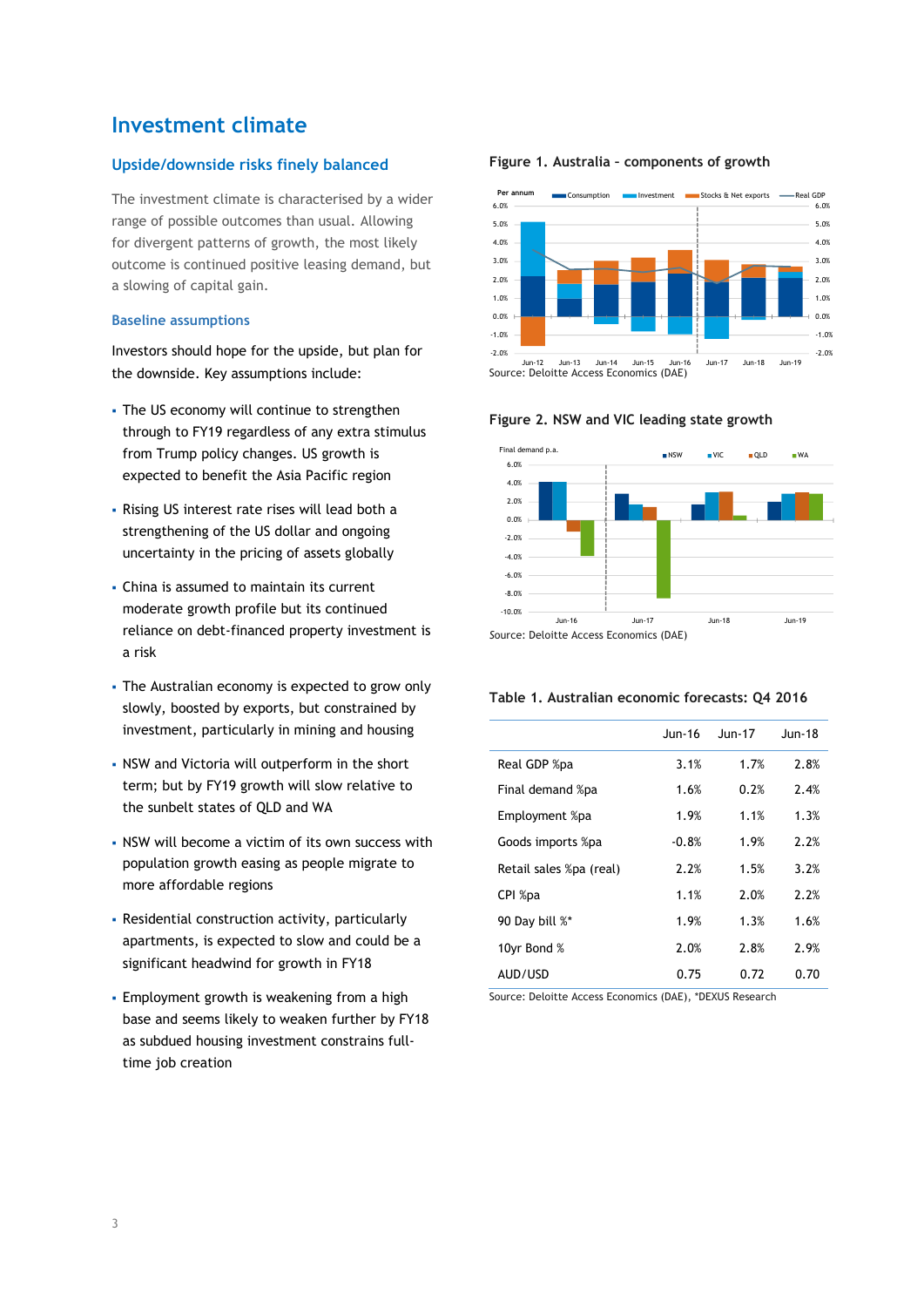# Investment climate

## Upside/downside risks finely balanced

The investment climate is characterised by a wider range of possible outcomes than usual. Allowing for divergent patterns of growth, the most likely outcome is continued positive leasing demand, but a slowing of capital gain.

### Baseline assumptions

Investors should hope for the upside, but plan for the downside. Key assumptions include:

- The US economy will continue to strengthen through to FY19 regardless of any extra stimulus from Trump policy changes. US growth is expected to benefit the Asia Pacific region
- Rising US interest rate rises will lead both a strengthening of the US dollar and ongoing uncertainty in the pricing of assets globally
- China is assumed to maintain its current moderate growth profile but its continued reliance on debt-financed property investment is a risk
- The Australian economy is expected to grow only slowly, boosted by exports, but constrained by investment, particularly in mining and housing
- NSW and Victoria will outperform in the short term; but by FY19 growth will slow relative to the sunbelt states of QLD and WA
- NSW will become a victim of its own success with population growth easing as people migrate to more affordable regions
- Residential construction activity, particularly apartments, is expected to slow and could be a significant headwind for growth in FY18
- Employment growth is weakening from a high base and seems likely to weaken further by FY18 as subdued housing investment constrains full-time job creation

**Figure 1. Australia – components of growth**

Source: Deloitte Access Economics (DAE)

**Figure 2. NSW and VIC leading state growth**

Source: Deloitte Access Economics (DAE)

**Table 1. Australian economic forecasts: Q4 2016**

| | Jun-16 | Jun-17 | Jun-18 |
|---|---|---|---|
| Real GDP %pa | 3.1% | 1.7% | 2.8% |
| Final demand %pa | 1.6% | 0.2% | 2.4% |
| Employment %pa | 1.9% | 1.1% | 1.3% |
| Goods imports %pa | -0.8% | 1.9% | 2.2% |
| Retail sales %pa (real) | 2.2% | 1.5% | 3.2% |
| CPI %pa | 1.1% | 2.0% | 2.2% |
| 90 Day bill %* | 1.9% | 1.3% | 1.6% |
| 10yr Bond % | 2.0% | 2.8% | 2.9% |
| AUD/USD | 0.75 | 0.72 | 0.70 |

Source: Deloitte Access Economics (DAE), *DEXUS Research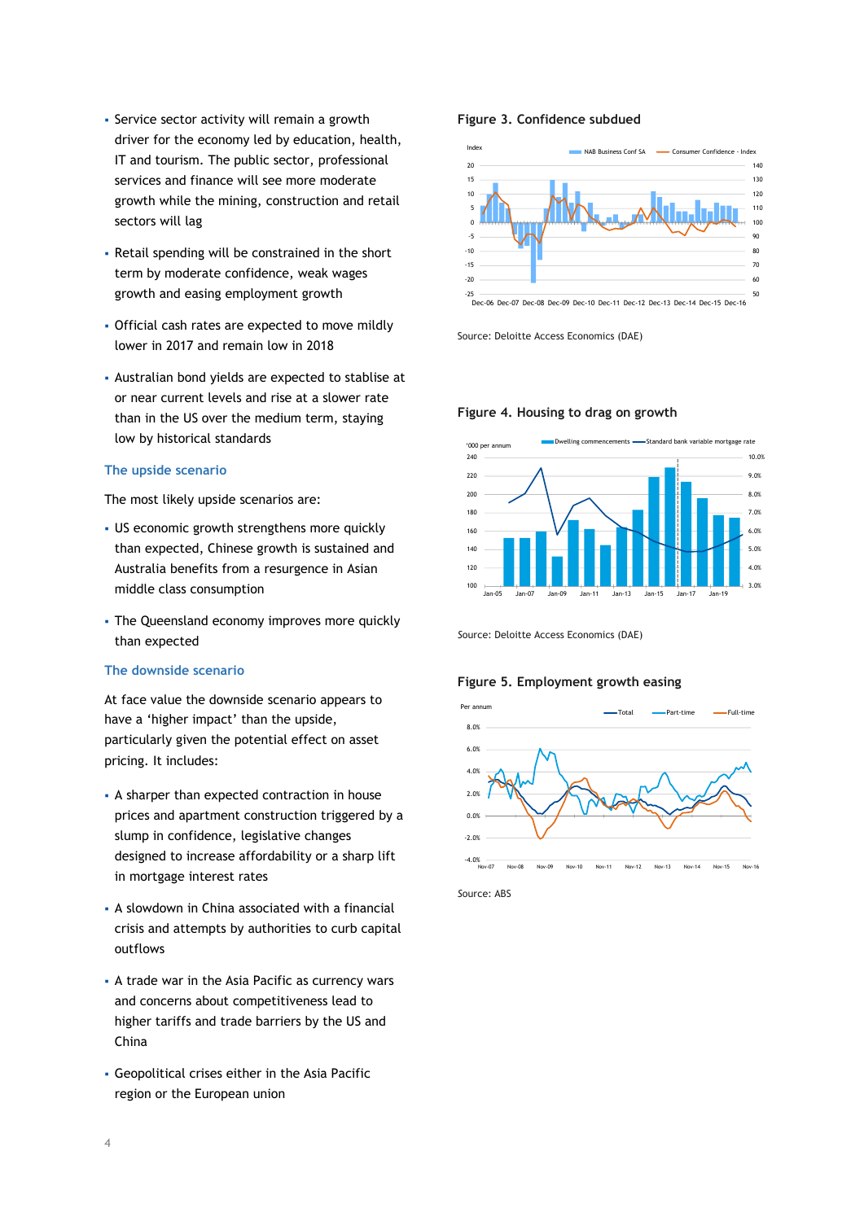- Service sector activity will remain a growth driver for the economy led by education, health, IT and tourism. The public sector, professional services and finance will see more moderate growth while the mining, construction and retail sectors will lag
- Retail spending will be constrained in the short term by moderate confidence, weak wages growth and easing employment growth
- Official cash rates are expected to move mildly lower in 2017 and remain low in 2018
- Australian bond yields are expected to stablise at or near current levels and rise at a slower rate than in the US over the medium term, staying low by historical standards

### The upside scenario

The most likely upside scenarios are:

- US economic growth strengthens more quickly than expected, Chinese growth is sustained and Australia benefits from a resurgence in Asian middle class consumption
- The Queensland economy improves more quickly than expected

### The downside scenario

At face value the downside scenario appears to have a 'higher impact' than the upside, particularly given the potential effect on asset pricing. It includes:

- A sharper than expected contraction in house prices and apartment construction triggered by a slump in confidence, legislative changes designed to increase affordability or a sharp lift in mortgage interest rates
- A slowdown in China associated with a financial crisis and attempts by authorities to curb capital outflows
- A trade war in the Asia Pacific as currency wars and concerns about competitiveness lead to higher tariffs and trade barriers by the US and China
- Geopolitical crises either in the Asia Pacific region or the European union

**Figure 3. Confidence subdued**

Source: Deloitte Access Economics (DAE)

**Figure 4. Housing to drag on growth**

Source: Deloitte Access Economics (DAE)

**Figure 5. Employment growth easing**

Source: ABS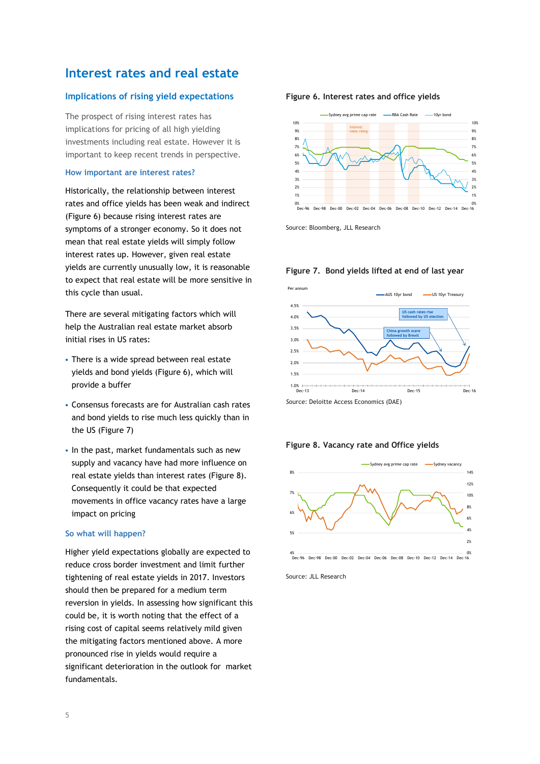# Interest rates and real estate

## Implications of rising yield expectations

The prospect of rising interest rates has implications for pricing of all high yielding investments including real estate. However it is important to keep recent trends in perspective.

### How important are interest rates?

Historically, the relationship between interest rates and office yields has been weak and indirect (Figure 6) because rising interest rates are symptoms of a stronger economy. So it does not mean that real estate yields will simply follow interest rates up. However, given real estate yields are currently unusually low, it is reasonable to expect that real estate will be more sensitive in this cycle than usual.

There are several mitigating factors which will help the Australian real estate market absorb initial rises in US rates:

- There is a wide spread between real estate yields and bond yields (Figure 6), which will provide a buffer
- Consensus forecasts are for Australian cash rates and bond yields to rise much less quickly than in the US (Figure 7)
- In the past, market fundamentals such as new supply and vacancy have had more influence on real estate yields than interest rates (Figure 8). Consequently it could be that expected movements in office vacancy rates have a large impact on pricing

### So what will happen?

Higher yield expectations globally are expected to reduce cross border investment and limit further tightening of real estate yields in 2017. Investors should then be prepared for a medium term reversion in yields. In assessing how significant this could be, it is worth noting that the effect of a rising cost of capital seems relatively mild given the mitigating factors mentioned above. A more pronounced rise in yields would require a significant deterioration in the outlook for market fundamentals.

**Figure 6. Interest rates and office yields**

Source: Bloomberg, JLL Research

**Figure 7. Bond yields lifted at end of last year**

Source: Deloitte Access Economics (DAE)

**Figure 8. Vacancy rate and Office yields**

Source: JLL Research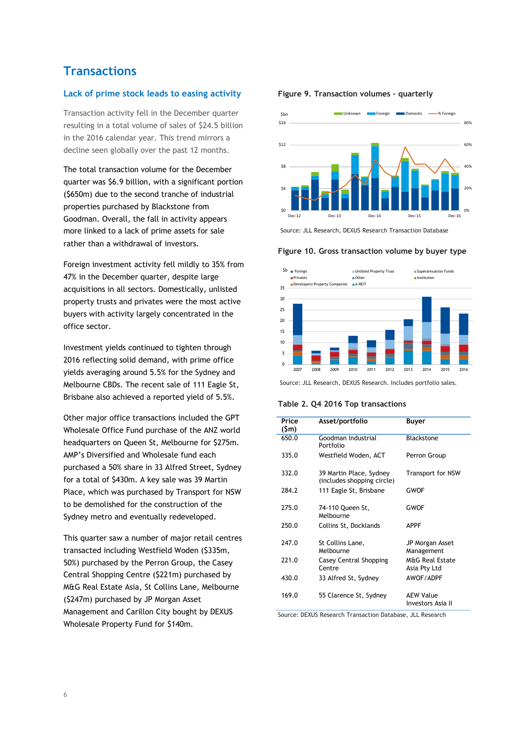# Transactions

## Lack of prime stock leads to easing activity

Transaction activity fell in the December quarter resulting in a total volume of sales of $24.5 billion in the 2016 calendar year. This trend mirrors a decline seen globally over the past 12 months.

The total transaction volume for the December quarter was $6.9 billion, with a significant portion ($650m) due to the second tranche of industrial properties purchased by Blackstone from Goodman. Overall, the fall in activity appears more linked to a lack of prime assets for sale rather than a withdrawal of investors.

Foreign investment activity fell mildly to 35% from 47% in the December quarter, despite large acquisitions in all sectors. Domestically, unlisted property trusts and privates were the most active buyers with activity largely concentrated in the office sector.

Investment yields continued to tighten through 2016 reflecting solid demand, with prime office yields averaging around 5.5% for the Sydney and Melbourne CBDs. The recent sale of 111 Eagle St, Brisbane also achieved a reported yield of 5.5%.

Other major office transactions included the GPT Wholesale Office Fund purchase of the ANZ world headquarters on Queen St, Melbourne for $275m. AMP's Diversified and Wholesale fund each purchased a 50% share in 33 Alfred Street, Sydney for a total of $430m. A key sale was 39 Martin Place, which was purchased by Transport for NSW to be demolished for the construction of the Sydney metro and eventually redeveloped.

This quarter saw a number of major retail centres transacted including Westfield Woden ($335m, 50%) purchased by the Perron Group, the Casey Central Shopping Centre ($221m) purchased by M&G Real Estate Asia, St Collins Lane, Melbourne ($247m) purchased by JP Morgan Asset Management and Carillon City bought by DEXUS Wholesale Property Fund for $140m.

**Figure 9. Transaction volumes - quarterly**

Source: JLL Research, DEXUS Research Transaction Database

**Figure 10. Gross transaction volume by buyer type**

Source: JLL Research, DEXUS Research. Includes portfolio sales.

**Table 2. Q4 2016 Top transactions**

| Price ($m) | Asset/portfolio | Buyer |
|---|---|---|
| 650.0 | Goodman Industrial Portfolio | Blackstone |
| 335.0 | Westfield Woden, ACT | Perron Group |
| 332.0 | 39 Martin Place, Sydney (includes shopping circle) | Transport for NSW |
| 284.2 | 111 Eagle St, Brisbane | GWOF |
| 275.0 | 74-110 Queen St, Melbourne | GWOF |
| 250.0 | Collins St, Docklands | APPF |
| 247.0 | St Collins Lane, Melbourne | JP Morgan Asset Management |
| 221.0 | Casey Central Shopping Centre | M&G Real Estate Asia Pty Ltd |
| 430.0 | 33 Alfred St, Sydney | AWOF/ADPF |
| 169.0 | 55 Clarence St, Sydney | AEW Value Investors Asia II |

Source: DEXUS Research Transaction Database, JLL Research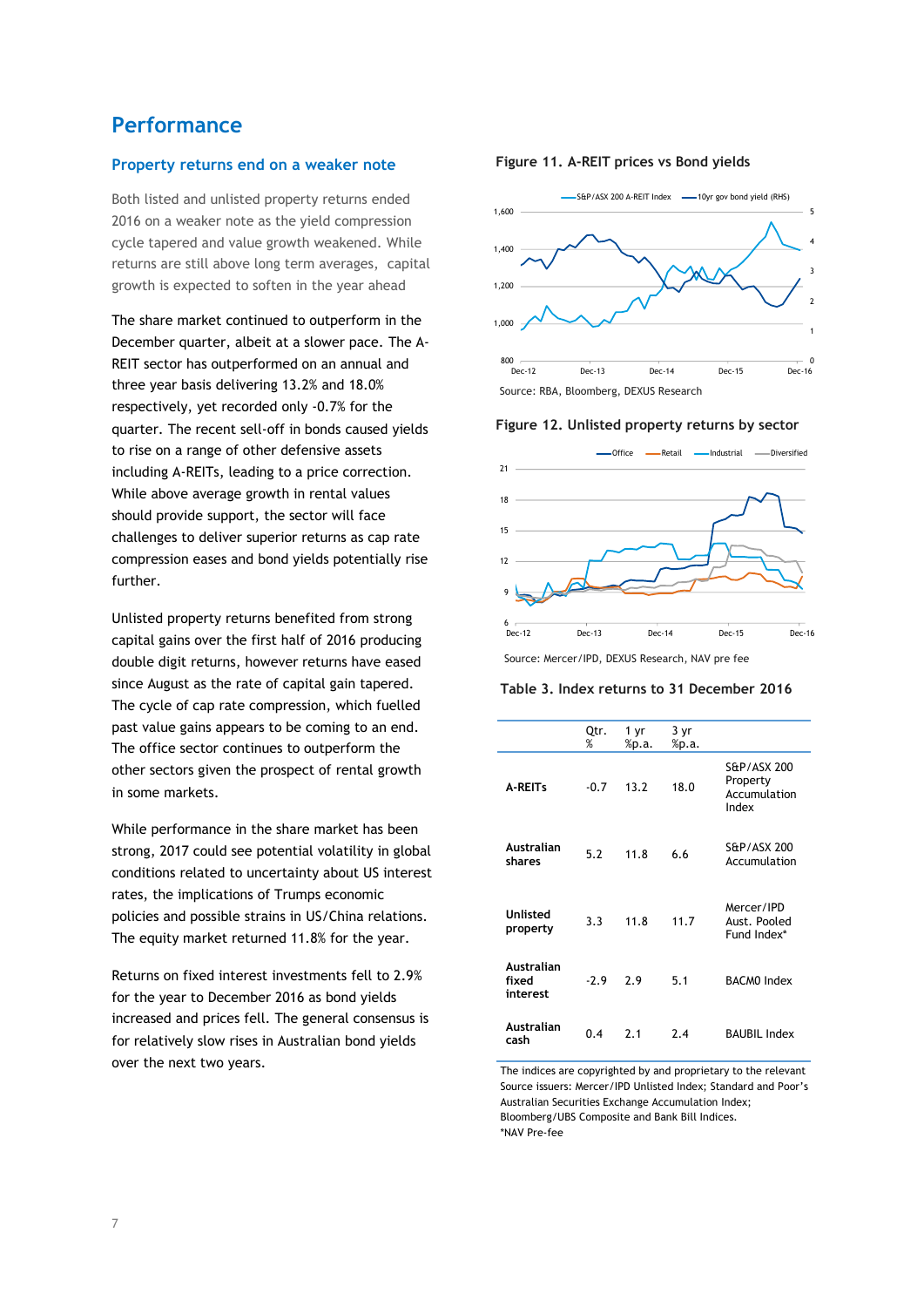# Performance

## Property returns end on a weaker note

Both listed and unlisted property returns ended 2016 on a weaker note as the yield compression cycle tapered and value growth weakened. While returns are still above long term averages, capital growth is expected to soften in the year ahead

The share market continued to outperform in the December quarter, albeit at a slower pace. The A-REIT sector has outperformed on an annual and three year basis delivering 13.2% and 18.0% respectively, yet recorded only -0.7% for the quarter. The recent sell-off in bonds caused yields to rise on a range of other defensive assets including A-REITs, leading to a price correction. While above average growth in rental values should provide support, the sector will face challenges to deliver superior returns as cap rate compression eases and bond yields potentially rise further.

Unlisted property returns benefited from strong capital gains over the first half of 2016 producing double digit returns, however returns have eased since August as the rate of capital gain tapered. The cycle of cap rate compression, which fuelled past value gains appears to be coming to an end. The office sector continues to outperform the other sectors given the prospect of rental growth in some markets.

While performance in the share market has been strong, 2017 could see potential volatility in global conditions related to uncertainty about US interest rates, the implications of Trumps economic policies and possible strains in US/China relations. The equity market returned 11.8% for the year.

Returns on fixed interest investments fell to 2.9% for the year to December 2016 as bond yields increased and prices fell. The general consensus is for relatively slow rises in Australian bond yields over the next two years.

**Figure 11. A-REIT prices vs Bond yields**

Source: RBA, Bloomberg, DEXUS Research

**Figure 12. Unlisted property returns by sector**

Source: Mercer/IPD, DEXUS Research, NAV pre fee

**Table 3. Index returns to 31 December 2016**

| | Qtr. % | 1 yr %p.a. | 3 yr %p.a. | |
|---|---|---|---|---|
| **A-REITs** | -0.7 | 13.2 | 18.0 | S&P/ASX 200 Property Accumulation Index |
| **Australian shares** | 5.2 | 11.8 | 6.6 | S&P/ASX 200 Accumulation |
| **Unlisted property** | 3.3 | 11.8 | 11.7 | Mercer/IPD Aust. Pooled Fund Index* |
| **Australian fixed interest** | -2.9 | 2.9 | 5.1 | BACM0 Index |
| **Australian cash** | 0.4 | 2.1 | 2.4 | BAUBIL Index |

The indices are copyrighted by and proprietary to the relevant Source issuers: Mercer/IPD Unlisted Index; Standard and Poor's Australian Securities Exchange Accumulation Index; Bloomberg/UBS Composite and Bank Bill Indices.
*NAV Pre-fee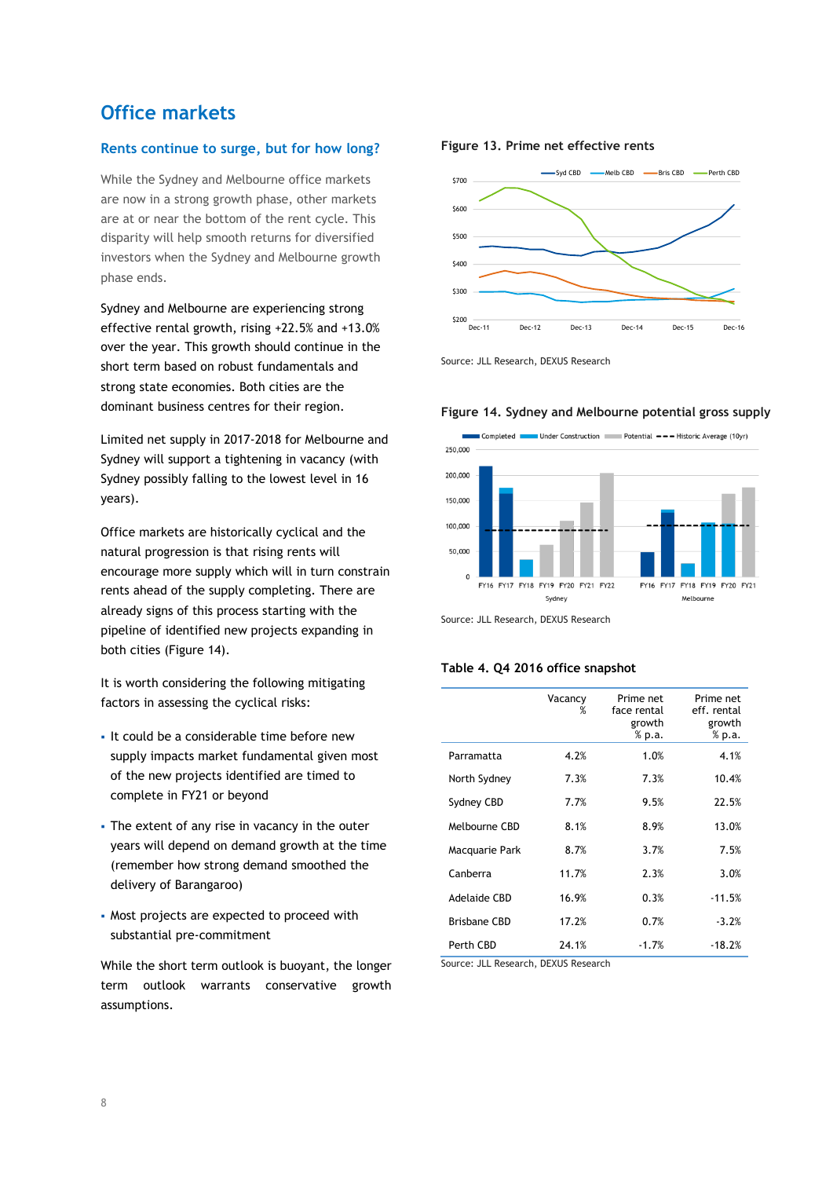## Office markets

### Rents continue to surge, but for how long?

While the Sydney and Melbourne office markets are now in a strong growth phase, other markets are at or near the bottom of the rent cycle. This disparity will help smooth returns for diversified investors when the Sydney and Melbourne growth phase ends.

Sydney and Melbourne are experiencing strong effective rental growth, rising +22.5% and +13.0% over the year. This growth should continue in the short term based on robust fundamentals and strong state economies. Both cities are the dominant business centres for their region.

Limited net supply in 2017-2018 for Melbourne and Sydney will support a tightening in vacancy (with Sydney possibly falling to the lowest level in 16 years).

Office markets are historically cyclical and the natural progression is that rising rents will encourage more supply which will in turn constrain rents ahead of the supply completing. There are already signs of this process starting with the pipeline of identified new projects expanding in both cities (Figure 14).

It is worth considering the following mitigating factors in assessing the cyclical risks:

- It could be a considerable time before new supply impacts market fundamental given most of the new projects identified are timed to complete in FY21 or beyond
- The extent of any rise in vacancy in the outer years will depend on demand growth at the time (remember how strong demand smoothed the delivery of Barangaroo)
- Most projects are expected to proceed with substantial pre-commitment

While the short term outlook is buoyant, the longer term outlook warrants conservative growth assumptions.

**Figure 13. Prime net effective rents**

Source: JLL Research, DEXUS Research

**Figure 14. Sydney and Melbourne potential gross supply**

Source: JLL Research, DEXUS Research

**Table 4. Q4 2016 office snapshot**

| | Vacancy % | Prime net face rental growth % p.a. | Prime net eff. rental growth % p.a. |
|---|---|---|---|
| Parramatta | 4.2% | 1.0% | 4.1% |
| North Sydney | 7.3% | 7.3% | 10.4% |
| Sydney CBD | 7.7% | 9.5% | 22.5% |
| Melbourne CBD | 8.1% | 8.9% | 13.0% |
| Macquarie Park | 8.7% | 3.7% | 7.5% |
| Canberra | 11.7% | 2.3% | 3.0% |
| Adelaide CBD | 16.9% | 0.3% | -11.5% |
| Brisbane CBD | 17.2% | 0.7% | -3.2% |
| Perth CBD | 24.1% | -1.7% | -18.2% |

Source: JLL Research, DEXUS Research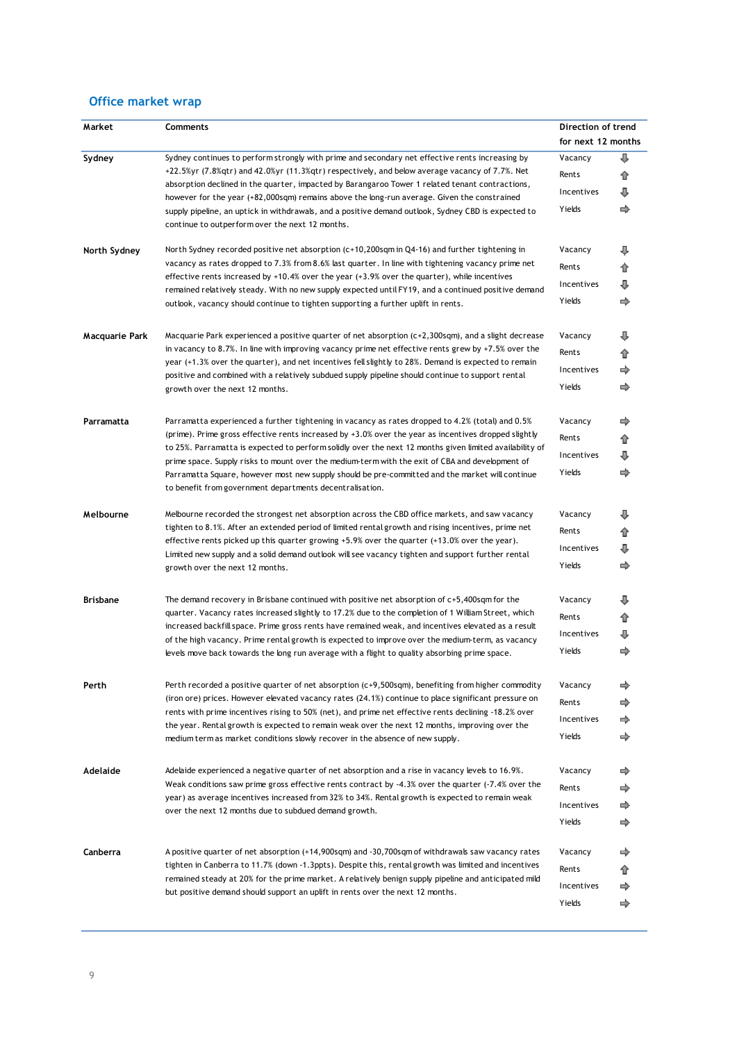## Office market wrap

| Market | Comments | Direction of trend for next 12 months | |
|---|---|---|---|
| Sydney | Sydney continues to perform strongly with prime and secondary net effective rents increasing by +22.5%yr (7.8%qtr) and 42.0%yr (11.3%qtr) respectively, and below average vacancy of 7.7%. Net absorption declined in the quarter, impacted by Barangaroo Tower 1 related tenant contractions, however for the year (+82,000sqm) remains above the long-run average. Given the constrained supply pipeline, an uptick in withdrawals, and a positive demand outlook, Sydney CBD is expected to continue to outperform over the next 12 months. | Vacancy<br>Rents<br>Incentives<br>Yields | ⇩<br>⇧<br>⇩<br>⇨ |
| North Sydney | North Sydney recorded positive net absorption (c+10,200sqm in Q4-16) and further tightening in vacancy as rates dropped to 7.3% from 8.6% last quarter. In line with tightening vacancy prime net effective rents increased by +10.4% over the year (+3.9% over the quarter), while incentives remained relatively steady. With no new supply expected until FY19, and a continued positive demand outlook, vacancy should continue to tighten supporting a further uplift in rents. | Vacancy<br>Rents<br>Incentives<br>Yields | ⇩<br>⇧<br>⇩<br>⇨ |
| Macquarie Park | Macquarie Park experienced a positive quarter of net absorption (c+2,300sqm), and a slight decrease in vacancy to 8.7%. In line with improving vacancy prime net effective rents grew by +7.5% over the year (+1.3% over the quarter), and net incentives fell slightly to 28%. Demand is expected to remain positive and combined with a relatively subdued supply pipeline should continue to support rental growth over the next 12 months. | Vacancy<br>Rents<br>Incentives<br>Yields | ⇩<br>⇧<br>⇨<br>⇨ |
| Parramatta | Parramatta experienced a further tightening in vacancy as rates dropped to 4.2% (total) and 0.5% (prime). Prime gross effective rents increased by +3.0% over the year as incentives dropped slightly to 25%. Parramatta is expected to perform solidly over the next 12 months given limited availability of prime space. Supply risks to mount over the medium-term with the exit of CBA and development of Parramatta Square, however most new supply should be pre-committed and the market will continue to benefit from government departments decentralisation. | Vacancy<br>Rents<br>Incentives<br>Yields | ⇨<br>⇧<br>⇩<br>⇨ |
| Melbourne | Melbourne recorded the strongest net absorption across the CBD office markets, and saw vacancy tighten to 8.1%. After an extended period of limited rental growth and rising incentives, prime net effective rents picked up this quarter growing +5.9% over the quarter (+13.0% over the year). Limited new supply and a solid demand outlook will see vacancy tighten and support further rental growth over the next 12 months. | Vacancy<br>Rents<br>Incentives<br>Yields | ⇩<br>⇧<br>⇩<br>⇨ |
| Brisbane | The demand recovery in Brisbane continued with positive net absorption of c+5,400sqm for the quarter. Vacancy rates increased slightly to 17.2% due to the completion of 1 William Street, which increased backfill space. Prime gross rents have remained weak, and incentives elevated as a result of the high vacancy. Prime rental growth is expected to improve over the medium-term, as vacancy levels move back towards the long run average with a flight to quality absorbing prime space. | Vacancy<br>Rents<br>Incentives<br>Yields | ⇩<br>⇧<br>⇩<br>⇨ |
| Perth | Perth recorded a positive quarter of net absorption (c+9,500sqm), benefiting from higher commodity (iron ore) prices. However elevated vacancy rates (24.1%) continue to place significant pressure on rents with prime incentives rising to 50% (net), and prime net effective rents declining -18.2% over the year. Rental growth is expected to remain weak over the next 12 months, improving over the medium term as market conditions slowly recover in the absence of new supply. | Vacancy<br>Rents<br>Incentives<br>Yields | ⇨<br>⇨<br>⇨<br>⇨ |
| Adelaide | Adelaide experienced a negative quarter of net absorption and a rise in vacancy levels to 16.9%. Weak conditions saw prime gross effective rents contract by -4.3% over the quarter (-7.4% over the year) as average incentives increased from 32% to 34%. Rental growth is expected to remain weak over the next 12 months due to subdued demand growth. | Vacancy<br>Rents<br>Incentives<br>Yields | ⇨<br>⇨<br>⇨<br>⇨ |
| Canberra | A positive quarter of net absorption (+14,900sqm) and -30,700sqm of withdrawals saw vacancy rates tighten in Canberra to 11.7% (down -1.3ppts). Despite this, rental growth was limited and incentives remained steady at 20% for the prime market. A relatively benign supply pipeline and anticipated mild but positive demand should support an uplift in rents over the next 12 months. | Vacancy<br>Rents<br>Incentives<br>Yields | ⇨<br>⇧<br>⇨<br>⇨ |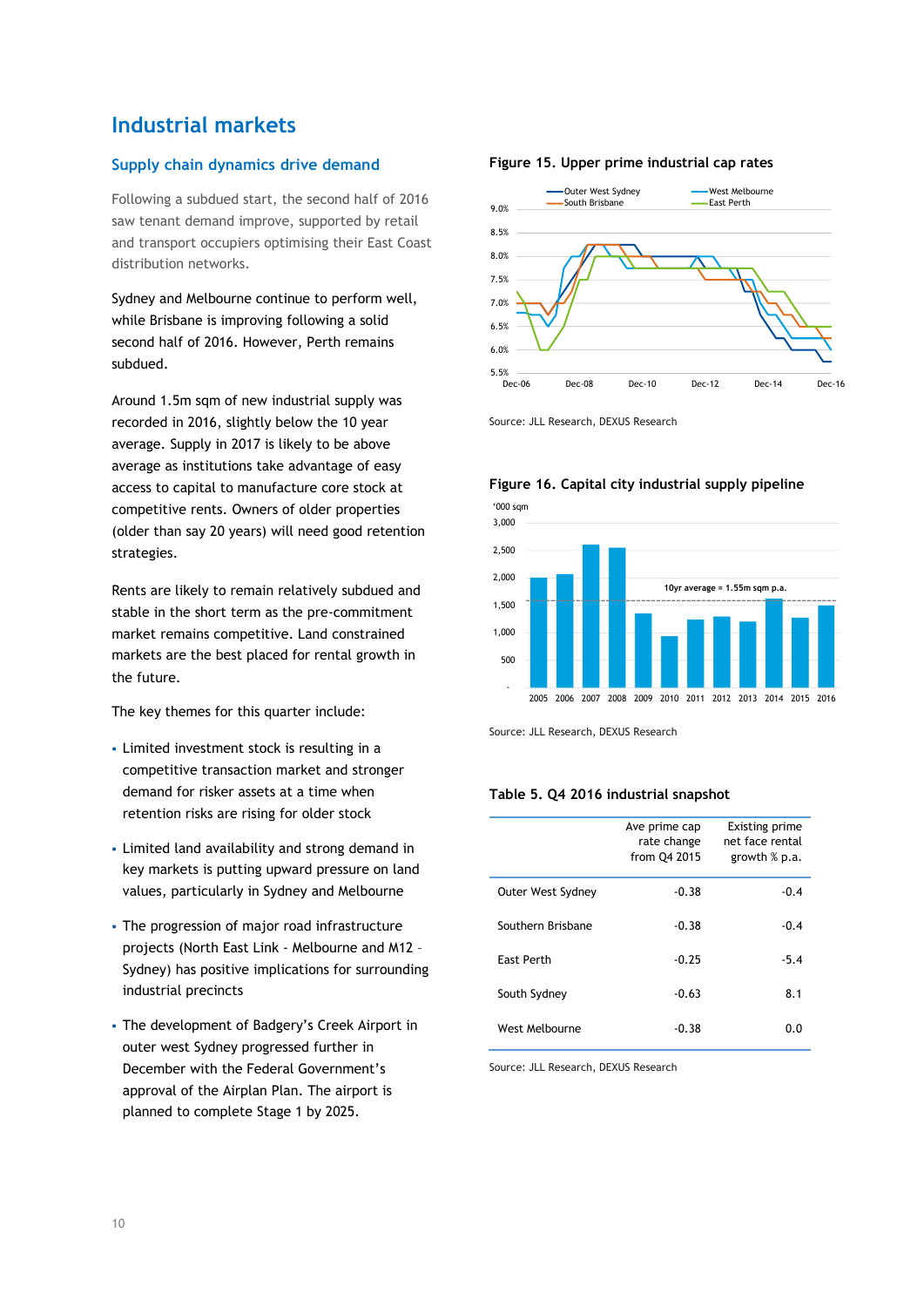# Industrial markets

## Supply chain dynamics drive demand

Following a subdued start, the second half of 2016 saw tenant demand improve, supported by retail and transport occupiers optimising their East Coast distribution networks.

Sydney and Melbourne continue to perform well, while Brisbane is improving following a solid second half of 2016. However, Perth remains subdued.

Around 1.5m sqm of new industrial supply was recorded in 2016, slightly below the 10 year average. Supply in 2017 is likely to be above average as institutions take advantage of easy access to capital to manufacture core stock at competitive rents. Owners of older properties (older than say 20 years) will need good retention strategies.

Rents are likely to remain relatively subdued and stable in the short term as the pre-commitment market remains competitive. Land constrained markets are the best placed for rental growth in the future.

The key themes for this quarter include:

- Limited investment stock is resulting in a competitive transaction market and stronger demand for risker assets at a time when retention risks are rising for older stock
- Limited land availability and strong demand in key markets is putting upward pressure on land values, particularly in Sydney and Melbourne
- The progression of major road infrastructure projects (North East Link - Melbourne and M12 – Sydney) has positive implications for surrounding industrial precincts
- The development of Badgery's Creek Airport in outer west Sydney progressed further in December with the Federal Government's approval of the Airplan Plan. The airport is planned to complete Stage 1 by 2025.

**Figure 15. Upper prime industrial cap rates**

Source: JLL Research, DEXUS Research

**Figure 16. Capital city industrial supply pipeline**

Source: JLL Research, DEXUS Research

**Table 5. Q4 2016 industrial snapshot**

| | Ave prime cap rate change from Q4 2015 | Existing prime net face rental growth % p.a. |
|---|---|---|
| Outer West Sydney | -0.38 | -0.4 |
| Southern Brisbane | -0.38 | -0.4 |
| East Perth | -0.25 | -5.4 |
| South Sydney | -0.63 | 8.1 |
| West Melbourne | -0.38 | 0.0 |

Source: JLL Research, DEXUS Research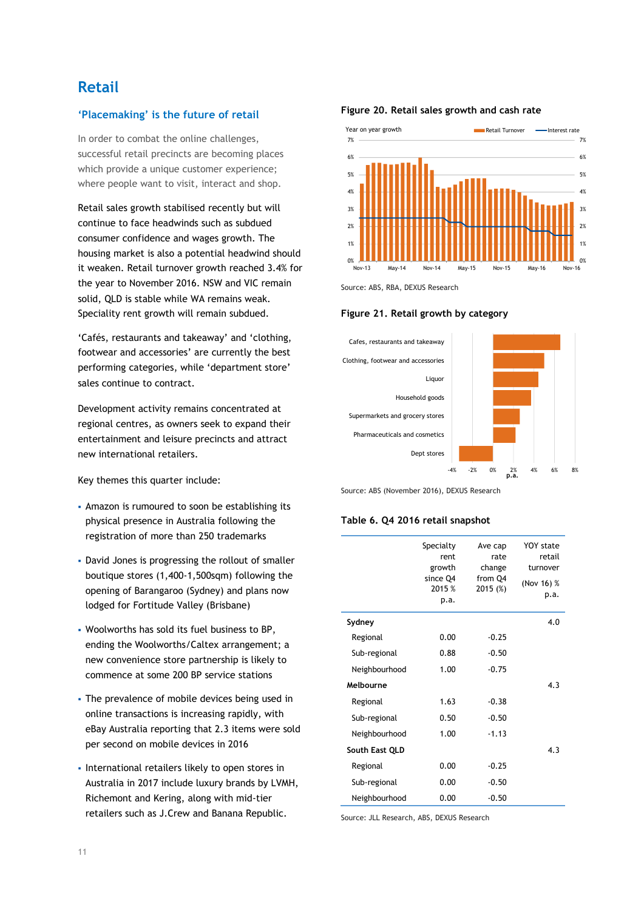# Retail

## 'Placemaking' is the future of retail

In order to combat the online challenges, successful retail precincts are becoming places which provide a unique customer experience; where people want to visit, interact and shop.

Retail sales growth stabilised recently but will continue to face headwinds such as subdued consumer confidence and wages growth. The housing market is also a potential headwind should it weaken. Retail turnover growth reached 3.4% for the year to November 2016. NSW and VIC remain solid, QLD is stable while WA remains weak. Speciality rent growth will remain subdued.

'Cafés, restaurants and takeaway' and 'clothing, footwear and accessories' are currently the best performing categories, while 'department store' sales continue to contract.

Development activity remains concentrated at regional centres, as owners seek to expand their entertainment and leisure precincts and attract new international retailers.

Key themes this quarter include:

- Amazon is rumoured to soon be establishing its physical presence in Australia following the registration of more than 250 trademarks
- David Jones is progressing the rollout of smaller boutique stores (1,400-1,500sqm) following the opening of Barangaroo (Sydney) and plans now lodged for Fortitude Valley (Brisbane)
- Woolworths has sold its fuel business to BP, ending the Woolworths/Caltex arrangement; a new convenience store partnership is likely to commence at some 200 BP service stations
- The prevalence of mobile devices being used in online transactions is increasing rapidly, with eBay Australia reporting that 2.3 items were sold per second on mobile devices in 2016
- International retailers likely to open stores in Australia in 2017 include luxury brands by LVMH, Richemont and Kering, along with mid-tier retailers such as J.Crew and Banana Republic.

**Figure 20. Retail sales growth and cash rate**

Source: ABS, RBA, DEXUS Research

**Figure 21. Retail growth by category**

Source: ABS (November 2016), DEXUS Research

**Table 6. Q4 2016 retail snapshot**

| | Specialty rent growth since Q4 2015 % p.a. | Ave cap rate change from Q4 2015 (%) | YOY state retail turnover (Nov 16) % p.a. |
|---|---|---|---|
| **Sydney** | | | 4.0 |
| Regional | 0.00 | -0.25 | |
| Sub-regional | 0.88 | -0.50 | |
| Neighbourhood | 1.00 | -0.75 | |
| **Melbourne** | | | 4.3 |
| Regional | 1.63 | -0.38 | |
| Sub-regional | 0.50 | -0.50 | |
| Neighbourhood | 1.00 | -1.13 | |
| **South East QLD** | | | 4.3 |
| Regional | 0.00 | -0.25 | |
| Sub-regional | 0.00 | -0.50 | |
| Neighbourhood | 0.00 | -0.50 | |

Source: JLL Research, ABS, DEXUS Research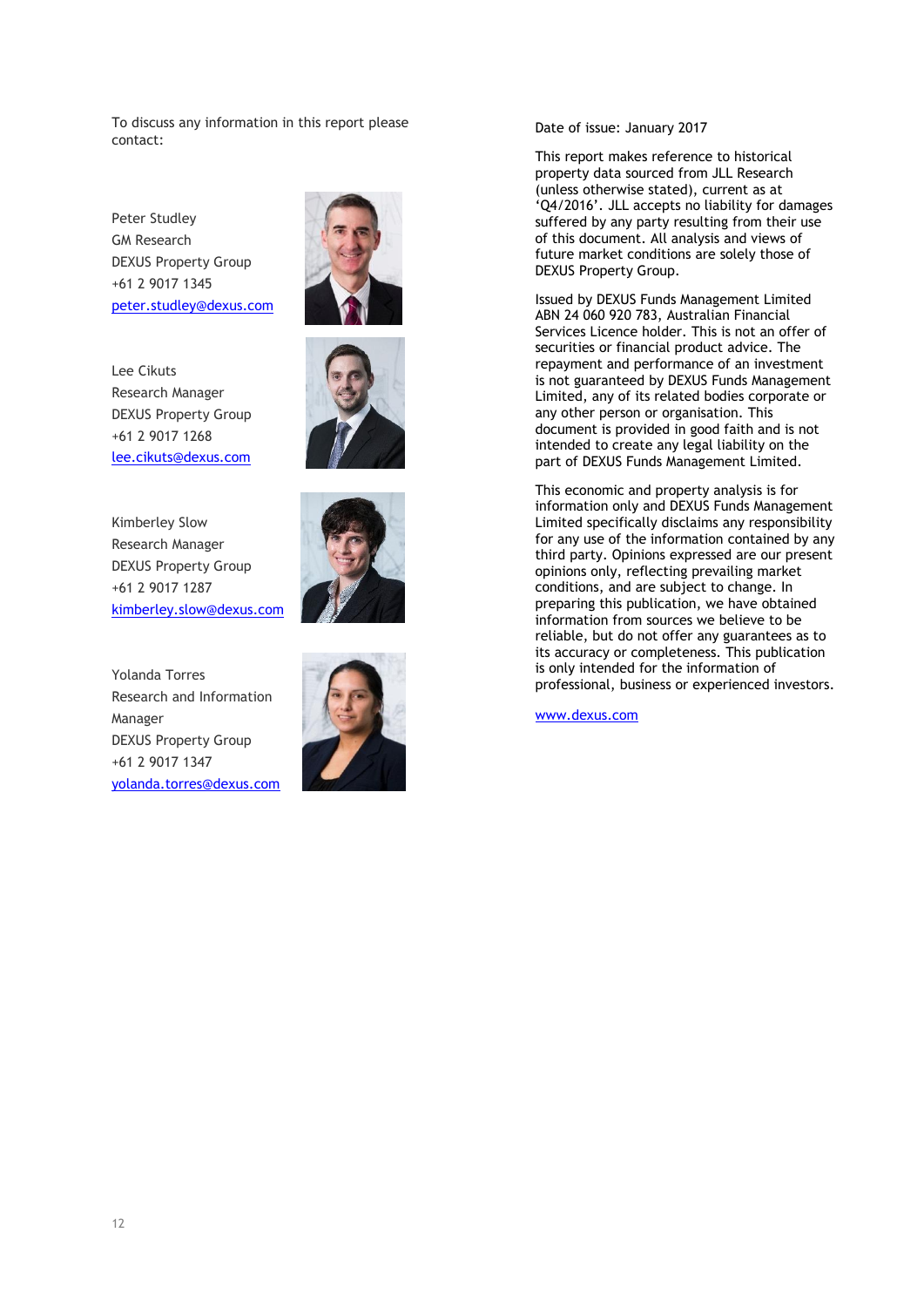To discuss any information in this report please contact:

Peter Studley
GM Research
DEXUS Property Group
+61 2 9017 1345
peter.studley@dexus.com

Lee Cikuts
Research Manager
DEXUS Property Group
+61 2 9017 1268
lee.cikuts@dexus.com

Kimberley Slow
Research Manager
DEXUS Property Group
+61 2 9017 1287
kimberley.slow@dexus.com

Yolanda Torres
Research and Information Manager
DEXUS Property Group
+61 2 9017 1347
yolanda.torres@dexus.com

Date of issue: January 2017

This report makes reference to historical property data sourced from JLL Research (unless otherwise stated), current as at 'Q4/2016'. JLL accepts no liability for damages suffered by any party resulting from their use of this document. All analysis and views of future market conditions are solely those of DEXUS Property Group.

Issued by DEXUS Funds Management Limited ABN 24 060 920 783, Australian Financial Services Licence holder. This is not an offer of securities or financial product advice. The repayment and performance of an investment is not guaranteed by DEXUS Funds Management Limited, any of its related bodies corporate or any other person or organisation. This document is provided in good faith and is not intended to create any legal liability on the part of DEXUS Funds Management Limited.

This economic and property analysis is for information only and DEXUS Funds Management Limited specifically disclaims any responsibility for any use of the information contained by any third party. Opinions expressed are our present opinions only, reflecting prevailing market conditions, and are subject to change. In preparing this publication, we have obtained information from sources we believe to be reliable, but do not offer any guarantees as to its accuracy or completeness. This publication is only intended for the information of professional, business or experienced investors.

www.dexus.com